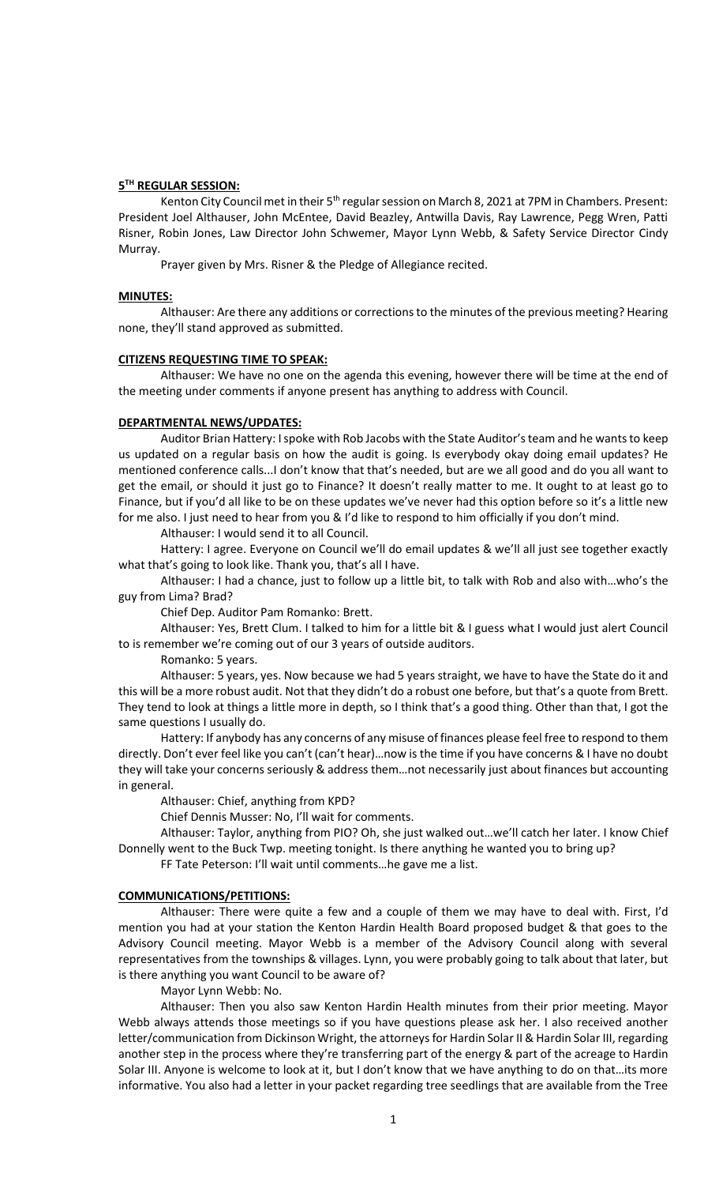## 5TH REGULAR SESSION:

Kenton City Council met in their 5th regular session on March 8, 2021 at 7PM in Chambers. Present: President Joel Althauser, John McEntee, David Beazley, Antwilla Davis, Ray Lawrence, Pegg Wren, Patti Risner, Robin Jones, Law Director John Schwemer, Mayor Lynn Webb, & Safety Service Director Cindy Murray.

Prayer given by Mrs. Risner & the Pledge of Allegiance recited.

## MINUTES:

Althauser: Are there any additions or corrections to the minutes of the previous meeting? Hearing none, they'll stand approved as submitted.

## CITIZENS REQUESTING TIME TO SPEAK:

Althauser: We have no one on the agenda this evening, however there will be time at the end of the meeting under comments if anyone present has anything to address with Council.

## DEPARTMENTAL NEWS/UPDATES:

Auditor Brian Hattery: I spoke with Rob Jacobs with the State Auditor's team and he wants to keep us updated on a regular basis on how the audit is going. Is everybody okay doing email updates? He mentioned conference calls...I don't know that that's needed, but are we all good and do you all want to get the email, or should it just go to Finance? It doesn't really matter to me. It ought to at least go to Finance, but if you'd all like to be on these updates we've never had this option before so it's a little new for me also. I just need to hear from you & I'd like to respond to him officially if you don't mind.

Althauser: I would send it to all Council.

Hattery: I agree. Everyone on Council we'll do email updates & we'll all just see together exactly what that's going to look like. Thank you, that's all I have.

Althauser: I had a chance, just to follow up a little bit, to talk with Rob and also with…who's the guy from Lima? Brad?

Chief Dep. Auditor Pam Romanko: Brett.

Althauser: Yes, Brett Clum. I talked to him for a little bit & I guess what I would just alert Council to is remember we're coming out of our 3 years of outside auditors.

Romanko: 5 years.

Althauser: 5 years, yes. Now because we had 5 years straight, we have to have the State do it and this will be a more robust audit. Not that they didn't do a robust one before, but that's a quote from Brett. They tend to look at things a little more in depth, so I think that's a good thing. Other than that, I got the same questions I usually do.

Hattery: If anybody has any concerns of any misuse of finances please feel free to respond to them directly. Don't ever feel like you can't (can't hear)…now is the time if you have concerns & I have no doubt they will take your concerns seriously & address them…not necessarily just about finances but accounting in general.

Althauser: Chief, anything from KPD?

Chief Dennis Musser: No, I'll wait for comments.

Althauser: Taylor, anything from PIO? Oh, she just walked out…we'll catch her later. I know Chief Donnelly went to the Buck Twp. meeting tonight. Is there anything he wanted you to bring up?

FF Tate Peterson: I'll wait until comments…he gave me a list.

## COMMUNICATIONS/PETITIONS:

Althauser: There were quite a few and a couple of them we may have to deal with. First, I'd mention you had at your station the Kenton Hardin Health Board proposed budget & that goes to the Advisory Council meeting. Mayor Webb is a member of the Advisory Council along with several representatives from the townships & villages. Lynn, you were probably going to talk about that later, but is there anything you want Council to be aware of?

Mayor Lynn Webb: No.

Althauser: Then you also saw Kenton Hardin Health minutes from their prior meeting. Mayor Webb always attends those meetings so if you have questions please ask her. I also received another letter/communication from Dickinson Wright, the attorneys for Hardin Solar II & Hardin Solar III, regarding another step in the process where they're transferring part of the energy & part of the acreage to Hardin Solar III. Anyone is welcome to look at it, but I don't know that we have anything to do on that…its more informative. You also had a letter in your packet regarding tree seedlings that are available from the Tree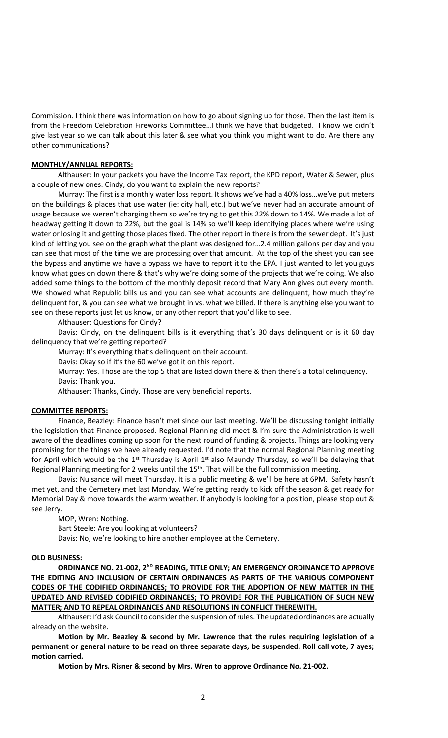Commission. I think there was information on how to go about signing up for those. Then the last item is from the Freedom Celebration Fireworks Committee…I think we have that budgeted. I know we didn't give last year so we can talk about this later & see what you think you might want to do. Are there any other communications?

**MONTHLY/ANNUAL REPORTS:**

Althauser: In your packets you have the Income Tax report, the KPD report, Water & Sewer, plus a couple of new ones. Cindy, do you want to explain the new reports?

Murray: The first is a monthly water loss report. It shows we've had a 40% loss…we've put meters on the buildings & places that use water (ie: city hall, etc.) but we've never had an accurate amount of usage because we weren't charging them so we're trying to get this 22% down to 14%. We made a lot of headway getting it down to 22%, but the goal is 14% so we'll keep identifying places where we're using water or losing it and getting those places fixed. The other report in there is from the sewer dept. It's just kind of letting you see on the graph what the plant was designed for…2.4 million gallons per day and you can see that most of the time we are processing over that amount. At the top of the sheet you can see the bypass and anytime we have a bypass we have to report it to the EPA. I just wanted to let you guys know what goes on down there & that's why we're doing some of the projects that we're doing. We also added some things to the bottom of the monthly deposit record that Mary Ann gives out every month. We showed what Republic bills us and you can see what accounts are delinquent, how much they're delinquent for, & you can see what we brought in vs. what we billed. If there is anything else you want to see on these reports just let us know, or any other report that you'd like to see.

Althauser: Questions for Cindy?

Davis: Cindy, on the delinquent bills is it everything that's 30 days delinquent or is it 60 day delinquency that we're getting reported?

Murray: It's everything that's delinquent on their account.

Davis: Okay so if it's the 60 we've got it on this report.

Murray: Yes. Those are the top 5 that are listed down there & then there's a total delinquency.

Davis: Thank you.

Althauser: Thanks, Cindy. Those are very beneficial reports.

**COMMITTEE REPORTS:**

Finance, Beazley: Finance hasn't met since our last meeting. We'll be discussing tonight initially the legislation that Finance proposed. Regional Planning did meet & I'm sure the Administration is well aware of the deadlines coming up soon for the next round of funding & projects. Things are looking very promising for the things we have already requested. I'd note that the normal Regional Planning meeting for April which would be the 1st Thursday is April 1st also Maundy Thursday, so we'll be delaying that Regional Planning meeting for 2 weeks until the 15th. That will be the full commission meeting.

Davis: Nuisance will meet Thursday. It is a public meeting & we'll be here at 6PM. Safety hasn't met yet, and the Cemetery met last Monday. We're getting ready to kick off the season & get ready for Memorial Day & move towards the warm weather. If anybody is looking for a position, please stop out & see Jerry.

MOP, Wren: Nothing.

Bart Steele: Are you looking at volunteers?

Davis: No, we're looking to hire another employee at the Cemetery.

**OLD BUSINESS:**

**ORDINANCE NO. 21-002, 2ND READING, TITLE ONLY; AN EMERGENCY ORDINANCE TO APPROVE THE EDITING AND INCLUSION OF CERTAIN ORDINANCES AS PARTS OF THE VARIOUS COMPONENT CODES OF THE CODIFIED ORDINANCES; TO PROVIDE FOR THE ADOPTION OF NEW MATTER IN THE UPDATED AND REVISED CODIFIED ORDINANCES; TO PROVIDE FOR THE PUBLICATION OF SUCH NEW MATTER; AND TO REPEAL ORDINANCES AND RESOLUTIONS IN CONFLICT THEREWITH.**

Althauser: I'd ask Council to consider the suspension of rules. The updated ordinances are actually already on the website.

**Motion by Mr. Beazley & second by Mr. Lawrence that the rules requiring legislation of a permanent or general nature to be read on three separate days, be suspended. Roll call vote, 7 ayes; motion carried.**

**Motion by Mrs. Risner & second by Mrs. Wren to approve Ordinance No. 21-002.**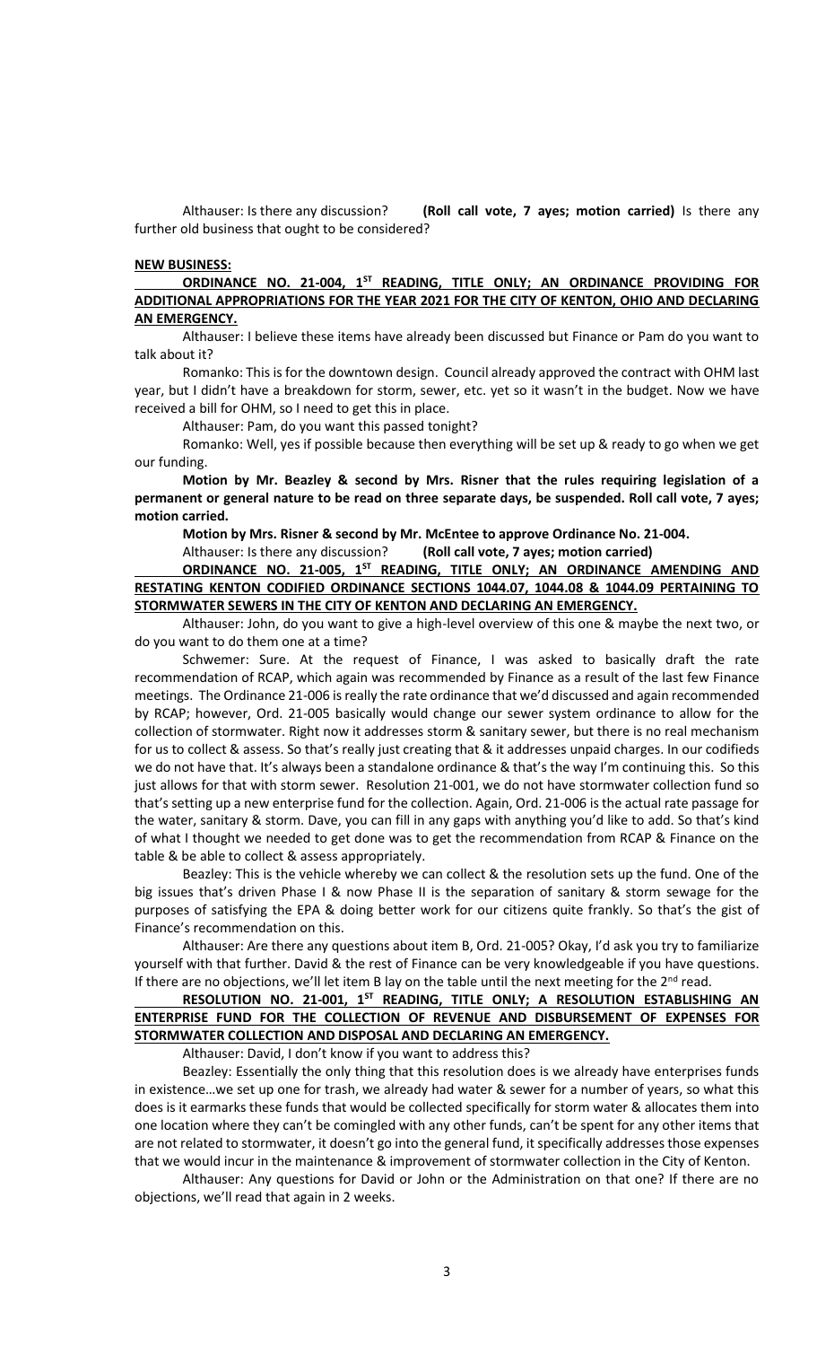Althauser: Is there any discussion? **(Roll call vote, 7 ayes; motion carried)** Is there any further old business that ought to be considered?

**NEW BUSINESS:**

**ORDINANCE NO. 21-004, 1ST READING, TITLE ONLY; AN ORDINANCE PROVIDING FOR ADDITIONAL APPROPRIATIONS FOR THE YEAR 2021 FOR THE CITY OF KENTON, OHIO AND DECLARING AN EMERGENCY.**

Althauser: I believe these items have already been discussed but Finance or Pam do you want to talk about it?

Romanko: This is for the downtown design. Council already approved the contract with OHM last year, but I didn't have a breakdown for storm, sewer, etc. yet so it wasn't in the budget. Now we have received a bill for OHM, so I need to get this in place.

Althauser: Pam, do you want this passed tonight?

Romanko: Well, yes if possible because then everything will be set up & ready to go when we get our funding.

**Motion by Mr. Beazley & second by Mrs. Risner that the rules requiring legislation of a permanent or general nature to be read on three separate days, be suspended. Roll call vote, 7 ayes; motion carried.**

**Motion by Mrs. Risner & second by Mr. McEntee to approve Ordinance No. 21-004.**

Althauser: Is there any discussion? **(Roll call vote, 7 ayes; motion carried)**

**ORDINANCE NO. 21-005, 1ST READING, TITLE ONLY; AN ORDINANCE AMENDING AND RESTATING KENTON CODIFIED ORDINANCE SECTIONS 1044.07, 1044.08 & 1044.09 PERTAINING TO STORMWATER SEWERS IN THE CITY OF KENTON AND DECLARING AN EMERGENCY.**

Althauser: John, do you want to give a high-level overview of this one & maybe the next two, or do you want to do them one at a time?

Schwemer: Sure. At the request of Finance, I was asked to basically draft the rate recommendation of RCAP, which again was recommended by Finance as a result of the last few Finance meetings. The Ordinance 21-006 is really the rate ordinance that we'd discussed and again recommended by RCAP; however, Ord. 21-005 basically would change our sewer system ordinance to allow for the collection of stormwater. Right now it addresses storm & sanitary sewer, but there is no real mechanism for us to collect & assess. So that's really just creating that & it addresses unpaid charges. In our codifieds we do not have that. It's always been a standalone ordinance & that's the way I'm continuing this. So this just allows for that with storm sewer. Resolution 21-001, we do not have stormwater collection fund so that's setting up a new enterprise fund for the collection. Again, Ord. 21-006 is the actual rate passage for the water, sanitary & storm. Dave, you can fill in any gaps with anything you'd like to add. So that's kind of what I thought we needed to get done was to get the recommendation from RCAP & Finance on the table & be able to collect & assess appropriately.

Beazley: This is the vehicle whereby we can collect & the resolution sets up the fund. One of the big issues that's driven Phase I & now Phase II is the separation of sanitary & storm sewage for the purposes of satisfying the EPA & doing better work for our citizens quite frankly. So that's the gist of Finance's recommendation on this.

Althauser: Are there any questions about item B, Ord. 21-005? Okay, I'd ask you try to familiarize yourself with that further. David & the rest of Finance can be very knowledgeable if you have questions. If there are no objections, we'll let item B lay on the table until the next meeting for the 2nd read.

**RESOLUTION NO. 21-001, 1ST READING, TITLE ONLY; A RESOLUTION ESTABLISHING AN ENTERPRISE FUND FOR THE COLLECTION OF REVENUE AND DISBURSEMENT OF EXPENSES FOR STORMWATER COLLECTION AND DISPOSAL AND DECLARING AN EMERGENCY.**

Althauser: David, I don't know if you want to address this?

Beazley: Essentially the only thing that this resolution does is we already have enterprises funds in existence…we set up one for trash, we already had water & sewer for a number of years, so what this does is it earmarks these funds that would be collected specifically for storm water & allocates them into one location where they can't be comingled with any other funds, can't be spent for any other items that are not related to stormwater, it doesn't go into the general fund, it specifically addresses those expenses that we would incur in the maintenance & improvement of stormwater collection in the City of Kenton.

Althauser: Any questions for David or John or the Administration on that one? If there are no objections, we'll read that again in 2 weeks.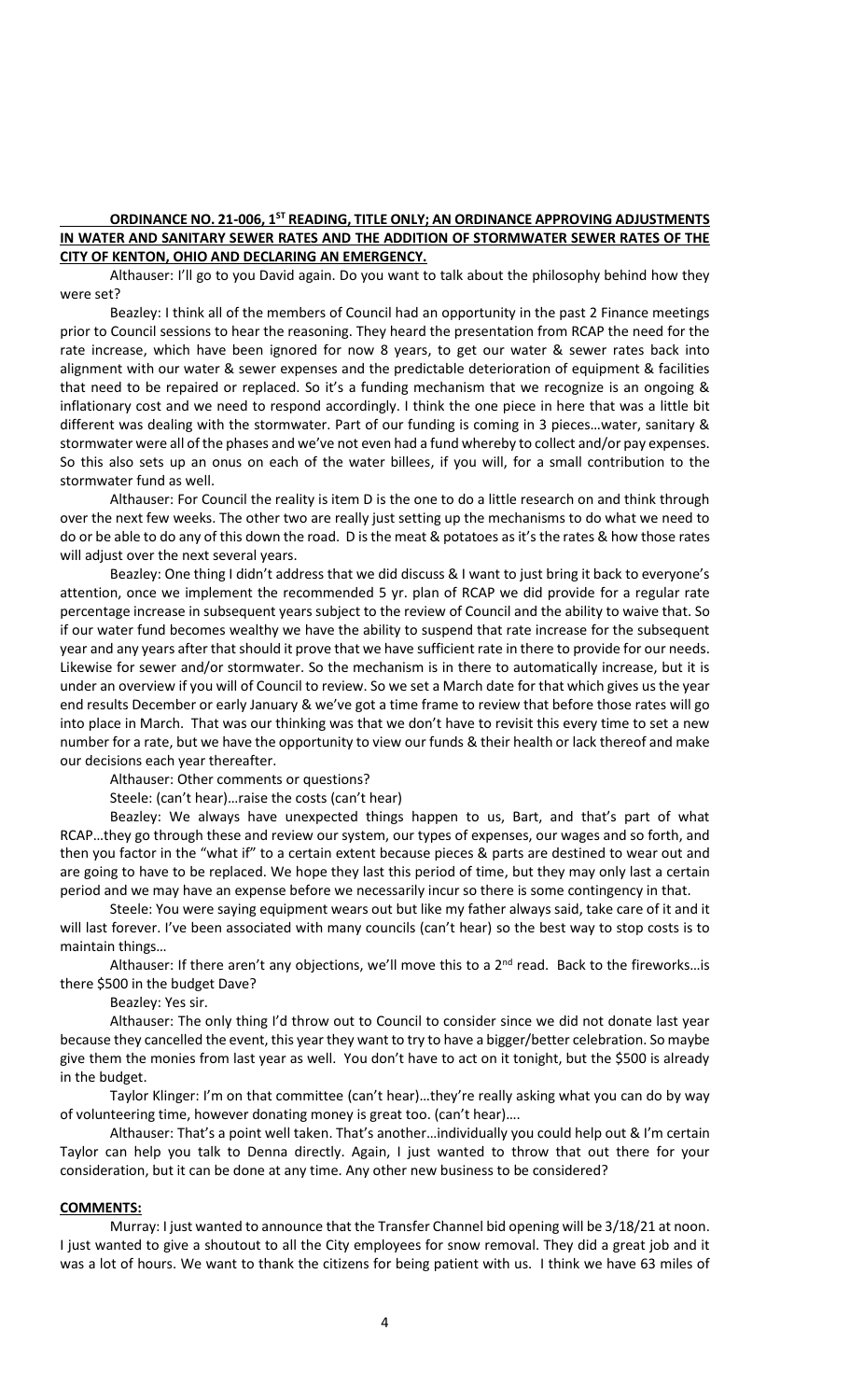**ORDINANCE NO. 21-006, 1ST READING, TITLE ONLY; AN ORDINANCE APPROVING ADJUSTMENTS IN WATER AND SANITARY SEWER RATES AND THE ADDITION OF STORMWATER SEWER RATES OF THE CITY OF KENTON, OHIO AND DECLARING AN EMERGENCY.**

Althauser: I'll go to you David again. Do you want to talk about the philosophy behind how they were set?

Beazley: I think all of the members of Council had an opportunity in the past 2 Finance meetings prior to Council sessions to hear the reasoning. They heard the presentation from RCAP the need for the rate increase, which have been ignored for now 8 years, to get our water & sewer rates back into alignment with our water & sewer expenses and the predictable deterioration of equipment & facilities that need to be repaired or replaced. So it's a funding mechanism that we recognize is an ongoing & inflationary cost and we need to respond accordingly. I think the one piece in here that was a little bit different was dealing with the stormwater. Part of our funding is coming in 3 pieces…water, sanitary & stormwater were all of the phases and we've not even had a fund whereby to collect and/or pay expenses. So this also sets up an onus on each of the water billees, if you will, for a small contribution to the stormwater fund as well.

Althauser: For Council the reality is item D is the one to do a little research on and think through over the next few weeks. The other two are really just setting up the mechanisms to do what we need to do or be able to do any of this down the road. D is the meat & potatoes as it's the rates & how those rates will adjust over the next several years.

Beazley: One thing I didn't address that we did discuss & I want to just bring it back to everyone's attention, once we implement the recommended 5 yr. plan of RCAP we did provide for a regular rate percentage increase in subsequent years subject to the review of Council and the ability to waive that. So if our water fund becomes wealthy we have the ability to suspend that rate increase for the subsequent year and any years after that should it prove that we have sufficient rate in there to provide for our needs. Likewise for sewer and/or stormwater. So the mechanism is in there to automatically increase, but it is under an overview if you will of Council to review. So we set a March date for that which gives us the year end results December or early January & we've got a time frame to review that before those rates will go into place in March. That was our thinking was that we don't have to revisit this every time to set a new number for a rate, but we have the opportunity to view our funds & their health or lack thereof and make our decisions each year thereafter.

Althauser: Other comments or questions?

Steele: (can't hear)…raise the costs (can't hear)

Beazley: We always have unexpected things happen to us, Bart, and that's part of what RCAP…they go through these and review our system, our types of expenses, our wages and so forth, and then you factor in the "what if" to a certain extent because pieces & parts are destined to wear out and are going to have to be replaced. We hope they last this period of time, but they may only last a certain period and we may have an expense before we necessarily incur so there is some contingency in that.

Steele: You were saying equipment wears out but like my father always said, take care of it and it will last forever. I've been associated with many councils (can't hear) so the best way to stop costs is to maintain things…

Althauser: If there aren't any objections, we'll move this to a 2nd read. Back to the fireworks…is there $500 in the budget Dave?

Beazley: Yes sir.

Althauser: The only thing I'd throw out to Council to consider since we did not donate last year because they cancelled the event, this year they want to try to have a bigger/better celebration. So maybe give them the monies from last year as well. You don't have to act on it tonight, but the $500 is already in the budget.

Taylor Klinger: I'm on that committee (can't hear)…they're really asking what you can do by way of volunteering time, however donating money is great too. (can't hear)….

Althauser: That's a point well taken. That's another…individually you could help out & I'm certain Taylor can help you talk to Denna directly. Again, I just wanted to throw that out there for your consideration, but it can be done at any time. Any other new business to be considered?

**COMMENTS:**

Murray: I just wanted to announce that the Transfer Channel bid opening will be 3/18/21 at noon. I just wanted to give a shoutout to all the City employees for snow removal. They did a great job and it was a lot of hours. We want to thank the citizens for being patient with us. I think we have 63 miles of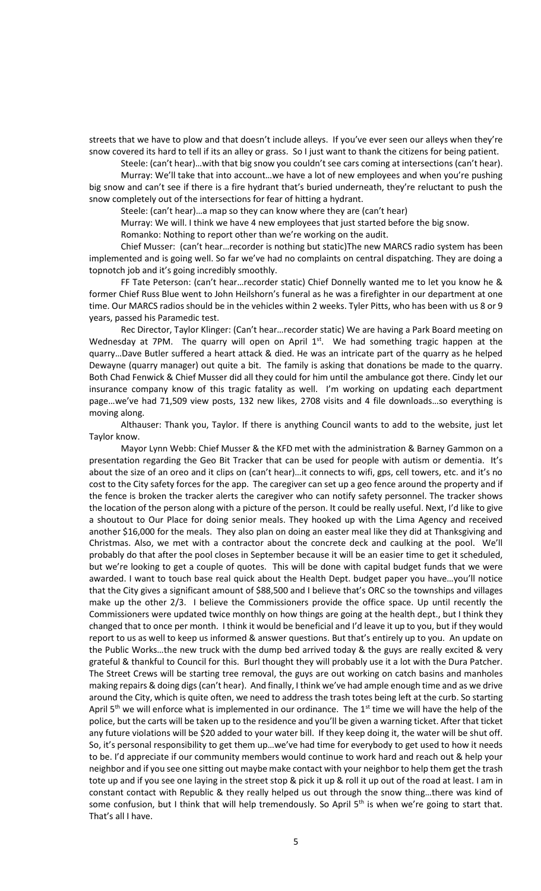streets that we have to plow and that doesn't include alleys. If you've ever seen our alleys when they're snow covered its hard to tell if its an alley or grass. So I just want to thank the citizens for being patient.

Steele: (can't hear)…with that big snow you couldn't see cars coming at intersections (can't hear).

Murray: We'll take that into account…we have a lot of new employees and when you're pushing big snow and can't see if there is a fire hydrant that's buried underneath, they're reluctant to push the snow completely out of the intersections for fear of hitting a hydrant.

Steele: (can't hear)…a map so they can know where they are (can't hear)

Murray: We will. I think we have 4 new employees that just started before the big snow.

Romanko: Nothing to report other than we're working on the audit.

Chief Musser: (can't hear…recorder is nothing but static)The new MARCS radio system has been implemented and is going well. So far we've had no complaints on central dispatching. They are doing a topnotch job and it's going incredibly smoothly.

FF Tate Peterson: (can't hear…recorder static) Chief Donnelly wanted me to let you know he & former Chief Russ Blue went to John Heilshorn's funeral as he was a firefighter in our department at one time. Our MARCS radios should be in the vehicles within 2 weeks. Tyler Pitts, who has been with us 8 or 9 years, passed his Paramedic test.

Rec Director, Taylor Klinger: (Can't hear…recorder static) We are having a Park Board meeting on Wednesday at 7PM. The quarry will open on April 1st. We had something tragic happen at the quarry…Dave Butler suffered a heart attack & died. He was an intricate part of the quarry as he helped Dewayne (quarry manager) out quite a bit. The family is asking that donations be made to the quarry. Both Chad Fenwick & Chief Musser did all they could for him until the ambulance got there. Cindy let our insurance company know of this tragic fatality as well. I'm working on updating each department page…we've had 71,509 view posts, 132 new likes, 2708 visits and 4 file downloads…so everything is moving along.

Althauser: Thank you, Taylor. If there is anything Council wants to add to the website, just let Taylor know.

Mayor Lynn Webb: Chief Musser & the KFD met with the administration & Barney Gammon on a presentation regarding the Geo Bit Tracker that can be used for people with autism or dementia. It's about the size of an oreo and it clips on (can't hear)…it connects to wifi, gps, cell towers, etc. and it's no cost to the City safety forces for the app. The caregiver can set up a geo fence around the property and if the fence is broken the tracker alerts the caregiver who can notify safety personnel. The tracker shows the location of the person along with a picture of the person. It could be really useful. Next, I'd like to give a shoutout to Our Place for doing senior meals. They hooked up with the Lima Agency and received another $16,000 for the meals. They also plan on doing an easter meal like they did at Thanksgiving and Christmas. Also, we met with a contractor about the concrete deck and caulking at the pool. We'll probably do that after the pool closes in September because it will be an easier time to get it scheduled, but we're looking to get a couple of quotes. This will be done with capital budget funds that we were awarded. I want to touch base real quick about the Health Dept. budget paper you have…you'll notice that the City gives a significant amount of $88,500 and I believe that's ORC so the townships and villages make up the other 2/3. I believe the Commissioners provide the office space. Up until recently the Commissioners were updated twice monthly on how things are going at the health dept., but I think they changed that to once per month. I think it would be beneficial and I'd leave it up to you, but if they would report to us as well to keep us informed & answer questions. But that's entirely up to you. An update on the Public Works…the new truck with the dump bed arrived today & the guys are really excited & very grateful & thankful to Council for this. Burl thought they will probably use it a lot with the Dura Patcher. The Street Crews will be starting tree removal, the guys are out working on catch basins and manholes making repairs & doing digs (can't hear). And finally, I think we've had ample enough time and as we drive around the City, which is quite often, we need to address the trash totes being left at the curb. So starting April 5th we will enforce what is implemented in our ordinance. The 1st time we will have the help of the police, but the carts will be taken up to the residence and you'll be given a warning ticket. After that ticket any future violations will be $20 added to your water bill. If they keep doing it, the water will be shut off. So, it's personal responsibility to get them up…we've had time for everybody to get used to how it needs to be. I'd appreciate if our community members would continue to work hard and reach out & help your neighbor and if you see one sitting out maybe make contact with your neighbor to help them get the trash tote up and if you see one laying in the street stop & pick it up & roll it up out of the road at least. I am in constant contact with Republic & they really helped us out through the snow thing…there was kind of some confusion, but I think that will help tremendously. So April 5th is when we're going to start that. That's all I have.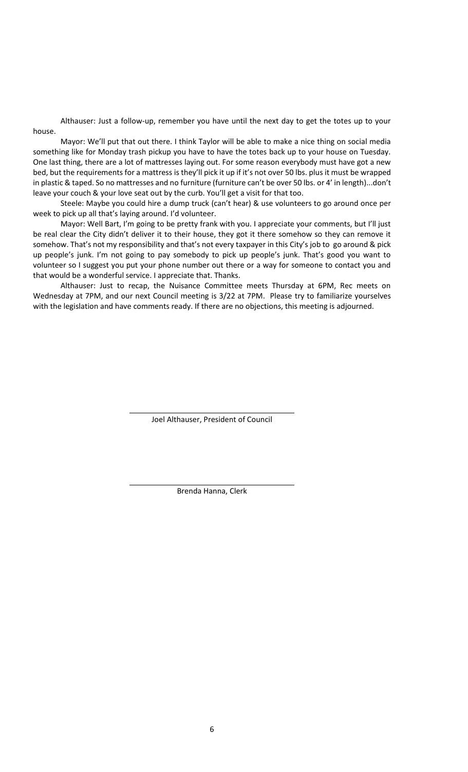Althauser: Just a follow-up, remember you have until the next day to get the totes up to your house.

Mayor: We'll put that out there. I think Taylor will be able to make a nice thing on social media something like for Monday trash pickup you have to have the totes back up to your house on Tuesday. One last thing, there are a lot of mattresses laying out. For some reason everybody must have got a new bed, but the requirements for a mattress is they'll pick it up if it's not over 50 lbs. plus it must be wrapped in plastic & taped. So no mattresses and no furniture (furniture can't be over 50 lbs. or 4' in length)...don't leave your couch & your love seat out by the curb. You'll get a visit for that too.

Steele: Maybe you could hire a dump truck (can't hear) & use volunteers to go around once per week to pick up all that's laying around. I'd volunteer.

Mayor: Well Bart, I'm going to be pretty frank with you. I appreciate your comments, but I'll just be real clear the City didn't deliver it to their house, they got it there somehow so they can remove it somehow. That's not my responsibility and that's not every taxpayer in this City's job to go around & pick up people's junk. I'm not going to pay somebody to pick up people's junk. That's good you want to volunteer so I suggest you put your phone number out there or a way for someone to contact you and that would be a wonderful service. I appreciate that. Thanks.

Althauser: Just to recap, the Nuisance Committee meets Thursday at 6PM, Rec meets on Wednesday at 7PM, and our next Council meeting is 3/22 at 7PM. Please try to familiarize yourselves with the legislation and have comments ready. If there are no objections, this meeting is adjourned.

Joel Althauser, President of Council

Brenda Hanna, Clerk